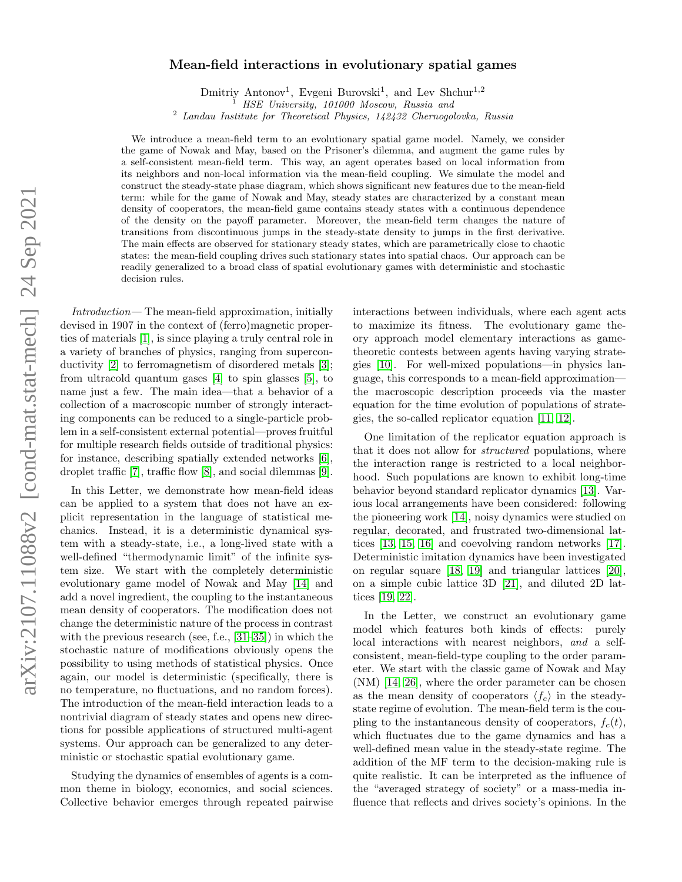# Mean-field interactions in evolutionary spatial games

Dmitriy Antonov[1], Evgeni Burovski[1], and Lev Shchur[1,2]

[1] *HSE University, 101000 Moscow, Russia and*
[2] *Landau Institute for Theoretical Physics, 142432 Chernogolovka, Russia*

We introduce a mean-field term to an evolutionary spatial game model. Namely, we consider the game of Nowak and May, based on the Prisoner's dilemma, and augment the game rules by a self-consistent mean-field term. This way, an agent operates based on local information from its neighbors and non-local information via the mean-field coupling. We simulate the model and construct the steady-state phase diagram, which shows significant new features due to the mean-field term: while for the game of Nowak and May, steady states are characterized by a constant mean density of cooperators, the mean-field game contains steady states with a continuous dependence of the density on the payoff parameter. Moreover, the mean-field term changes the nature of transitions from discontinuous jumps in the steady-state density to jumps in the first derivative. The main effects are observed for stationary steady states, which are parametrically close to chaotic states: the mean-field coupling drives such stationary states into spatial chaos. Our approach can be readily generalized to a broad class of spatial evolutionary games with deterministic and stochastic decision rules.

*Introduction*— The mean-field approximation, initially devised in 1907 in the context of (ferro)magnetic properties of materials [1], is since playing a truly central role in a variety of branches of physics, ranging from superconductivity [2] to ferromagnetism of disordered metals [3]; from ultracold quantum gases [4] to spin glasses [5], to name just a few. The main idea—that a behavior of a collection of a macroscopic number of strongly interacting components can be reduced to a single-particle problem in a self-consistent external potential—proves fruitful for multiple research fields outside of traditional physics: for instance, describing spatially extended networks [6], droplet traffic [7], traffic flow [8], and social dilemmas [9].

In this Letter, we demonstrate how mean-field ideas can be applied to a system that does not have an explicit representation in the language of statistical mechanics. Instead, it is a deterministic dynamical system with a steady-state, i.e., a long-lived state with a well-defined "thermodynamic limit" of the infinite system size. We start with the completely deterministic evolutionary game model of Nowak and May [14] and add a novel ingredient, the coupling to the instantaneous mean density of cooperators. The modification does not change the deterministic nature of the process in contrast with the previous research (see, f.e., [31–35]) in which the stochastic nature of modifications obviously opens the possibility to using methods of statistical physics. Once again, our model is deterministic (specifically, there is no temperature, no fluctuations, and no random forces). The introduction of the mean-field interaction leads to a nontrivial diagram of steady states and opens new directions for possible applications of structured multi-agent systems. Our approach can be generalized to any deterministic or stochastic spatial evolutionary game.

Studying the dynamics of ensembles of agents is a common theme in biology, economics, and social sciences. Collective behavior emerges through repeated pairwise interactions between individuals, where each agent acts to maximize its fitness. The evolutionary game theory approach model elementary interactions as game-theoretic contests between agents having varying strategies [10]. For well-mixed populations—in physics language, this corresponds to a mean-field approximation—the macroscopic description proceeds via the master equation for the time evolution of populations of strategies, the so-called replicator equation [11, 12].

One limitation of the replicator equation approach is that it does not allow for *structured* populations, where the interaction range is restricted to a local neighborhood. Such populations are known to exhibit long-time behavior beyond standard replicator dynamics [13]. Various local arrangements have been considered: following the pioneering work [14], noisy dynamics were studied on regular, decorated, and frustrated two-dimensional lattices [13, 15, 16] and coevolving random networks [17]. Deterministic imitation dynamics have been investigated on regular square [18, 19] and triangular lattices [20], on a simple cubic lattice 3D [21], and diluted 2D lattices [19, 22].

In the Letter, we construct an evolutionary game model which features both kinds of effects: purely local interactions with nearest neighbors, *and* a self-consistent, mean-field-type coupling to the order parameter. We start with the classic game of Nowak and May (NM) [14, 26], where the order parameter can be chosen as the mean density of cooperators $\langle f_c \rangle$ in the steady-state regime of evolution. The mean-field term is the coupling to the instantaneous density of cooperators, $f_c(t)$, which fluctuates due to the game dynamics and has a well-defined mean value in the steady-state regime. The addition of the MF term to the decision-making rule is quite realistic. It can be interpreted as the influence of the "averaged strategy of society" or a mass-media influence that reflects and drives society's opinions. In the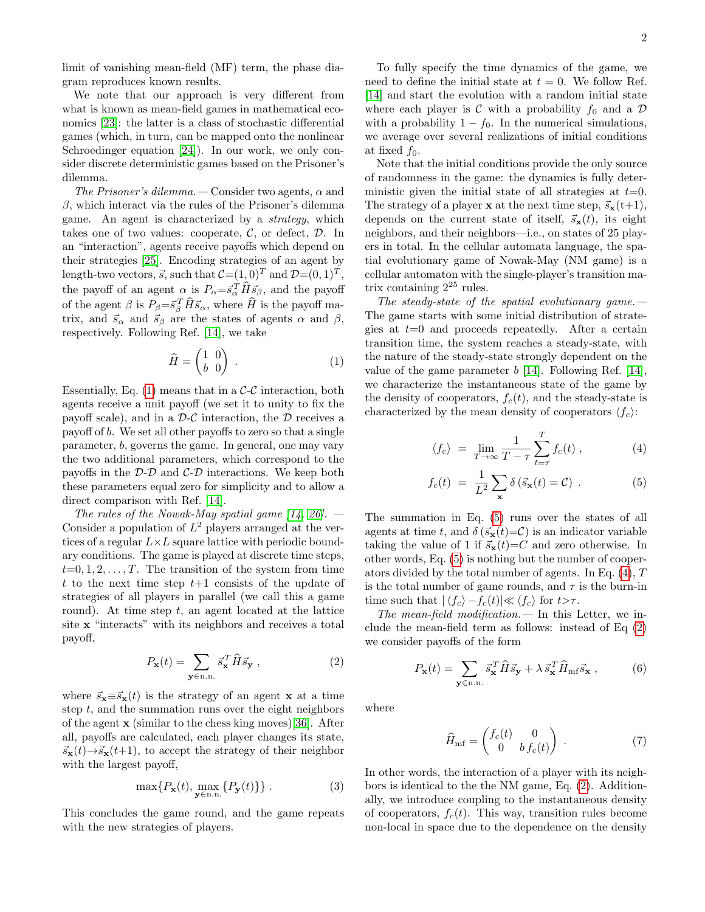limit of vanishing mean-field (MF) term, the phase diagram reproduces known results.

We note that our approach is very different from what is known as mean-field games in mathematical economics [23]: the latter is a class of stochastic differential games (which, in turn, can be mapped onto the nonlinear Schroedinger equation [24]). In our work, we only consider discrete deterministic games based on the Prisoner's dilemma.

*The Prisoner's dilemma.*— Consider two agents, $\alpha$ and $\beta$, which interact via the rules of the Prisoner's dilemma game. An agent is characterized by a *strategy*, which takes one of two values: cooperate, $\mathcal{C}$, or defect, $\mathcal{D}$. In an "interaction", agents receive payoffs which depend on their strategies [25]. Encoding strategies of an agent by length-two vectors, $\vec{s}$, such that $\mathcal{C}{=}(1,0)^T$ and $\mathcal{D}{=}(0,1)^T$, the payoff of an agent $\alpha$ is $P_\alpha{=}\vec{s}_\alpha^{\,T}\widehat{H}\vec{s}_\beta$, and the payoff of the agent $\beta$ is $P_\beta{=}\vec{s}_\beta^{\,T}\widehat{H}\vec{s}_\alpha$, where $\widehat{H}$ is the payoff matrix, and $\vec{s}_\alpha$ and $\vec{s}_\beta$ are the states of agents $\alpha$ and $\beta$, respectively. Following Ref. [14], we take

$$\widehat{H} = \begin{pmatrix} 1 & 0 \\ b & 0 \end{pmatrix} . \tag{1}$$

Essentially, Eq. (1) means that in a $\mathcal{C}$-$\mathcal{C}$ interaction, both agents receive a unit payoff (we set it to unity to fix the payoff scale), and in a $\mathcal{D}$-$\mathcal{C}$ interaction, the $\mathcal{D}$ receives a payoff of $b$. We set all other payoffs to zero so that a single parameter, $b$, governs the game. In general, one may vary the two additional parameters, which correspond to the payoffs in the $\mathcal{D}$-$\mathcal{D}$ and $\mathcal{C}$-$\mathcal{D}$ interactions. We keep both these parameters equal zero for simplicity and to allow a direct comparison with Ref. [14].

*The rules of the Nowak-May spatial game [14, 26].* — Consider a population of $L^2$ players arranged at the vertices of a regular $L{\times}L$ square lattice with periodic boundary conditions. The game is played at discrete time steps, $t{=}0,1,2,\ldots,T$. The transition of the system from time $t$ to the next time step $t{+}1$ consists of the update of strategies of all players in parallel (we call this a game round). At time step $t$, an agent located at the lattice site $\mathbf{x}$ "interacts" with its neighbors and receives a total payoff,

$$P_{\mathbf{x}}(t) = \sum_{\mathbf{y}\in \text{n.n.}} \vec{s}_{\mathbf{x}}^{\,T}\widehat{H}\vec{s}_{\mathbf{y}} , \tag{2}$$

where $\vec{s}_{\mathbf{x}}{\equiv}\vec{s}_{\mathbf{x}}(t)$ is the strategy of an agent $\mathbf{x}$ at a time step $t$, and the summation runs over the eight neighbors of the agent $\mathbf{x}$ (similar to the chess king moves)[36]. After all, payoffs are calculated, each player changes its state, $\vec{s}_{\mathbf{x}}(t){\to}\vec{s}_{\mathbf{x}}(t{+}1)$, to accept the strategy of their neighbor with the largest payoff,

$$\max\{P_{\mathbf{x}}(t), \max_{\mathbf{y}\in \text{n.n.}}\{P_{\mathbf{y}}(t)\}\} . \tag{3}$$

This concludes the game round, and the game repeats with the new strategies of players.

To fully specify the time dynamics of the game, we need to define the initial state at $t=0$. We follow Ref. [14] and start the evolution with a random initial state where each player is $\mathcal{C}$ with a probability $f_0$ and a $\mathcal{D}$ with a probability $1-f_0$. In the numerical simulations, we average over several realizations of initial conditions at fixed $f_0$.

Note that the initial conditions provide the only source of randomness in the game: the dynamics is fully deterministic given the initial state of all strategies at $t{=}0$. The strategy of a player $\mathbf{x}$ at the next time step, $\vec{s}_{\mathbf{x}}(t{+}1)$, depends on the current state of itself, $\vec{s}_{\mathbf{x}}(t)$, its eight neighbors, and their neighbors—i.e., on states of 25 players in total. In the cellular automata language, the spatial evolutionary game of Nowak-May (NM game) is a cellular automaton with the single-player's transition matrix containing $2^{25}$ rules.

*The steady-state of the spatial evolutionary game.*— The game starts with some initial distribution of strategies at $t{=}0$ and proceeds repeatedly. After a certain transition time, the system reaches a steady-state, with the nature of the steady-state strongly dependent on the value of the game parameter $b$ [14]. Following Ref. [14], we characterize the instantaneous state of the game by the density of cooperators, $f_c(t)$, and the steady-state is characterized by the mean density of cooperators $\langle f_c\rangle$:

$$\langle f_c\rangle = \lim_{T\to\infty}\frac{1}{T-\tau}\sum_{t=\tau}^{T} f_c(t) , \tag{4}$$

$$f_c(t) = \frac{1}{L^2}\sum_{\mathbf{x}} \delta\left(\vec{s}_{\mathbf{x}}(t)=\mathcal{C}\right) . \tag{5}$$

The summation in Eq. (5) runs over the states of all agents at time $t$, and $\delta\left(\vec{s}_{\mathbf{x}}(t){=}\mathcal{C}\right)$ is an indicator variable taking the value of 1 if $\vec{s}_{\mathbf{x}}(t){=}C$ and zero otherwise. In other words, Eq. (5) is nothing but the number of cooperators divided by the total number of agents. In Eq. (4), $T$ is the total number of game rounds, and $\tau$ is the burn-in time such that $|\langle f_c\rangle - f_c(t)| {\ll} \langle f_c\rangle$ for $t{>}\tau$.

*The mean-field modification.*— In this Letter, we include the mean-field term as follows: instead of Eq (2) we consider payoffs of the form

$$P_{\mathbf{x}}(t) = \sum_{\mathbf{y}\in \text{n.n.}} \vec{s}_{\mathbf{x}}^{\,T}\widehat{H}\vec{s}_{\mathbf{y}} + \lambda\, \vec{s}_{\mathbf{x}}^{\,T}\widehat{H}_{\text{mf}}\vec{s}_{\mathbf{x}} , \tag{6}$$

where

$$\widehat{H}_{\text{mf}} = \begin{pmatrix} f_c(t) & 0 \\ 0 & b\, f_c(t) \end{pmatrix} . \tag{7}$$

In other words, the interaction of a player with its neighbors is identical to the the NM game, Eq. (2). Additionally, we introduce coupling to the instantaneous density of cooperators, $f_c(t)$. This way, transition rules become non-local in space due to the dependence on the density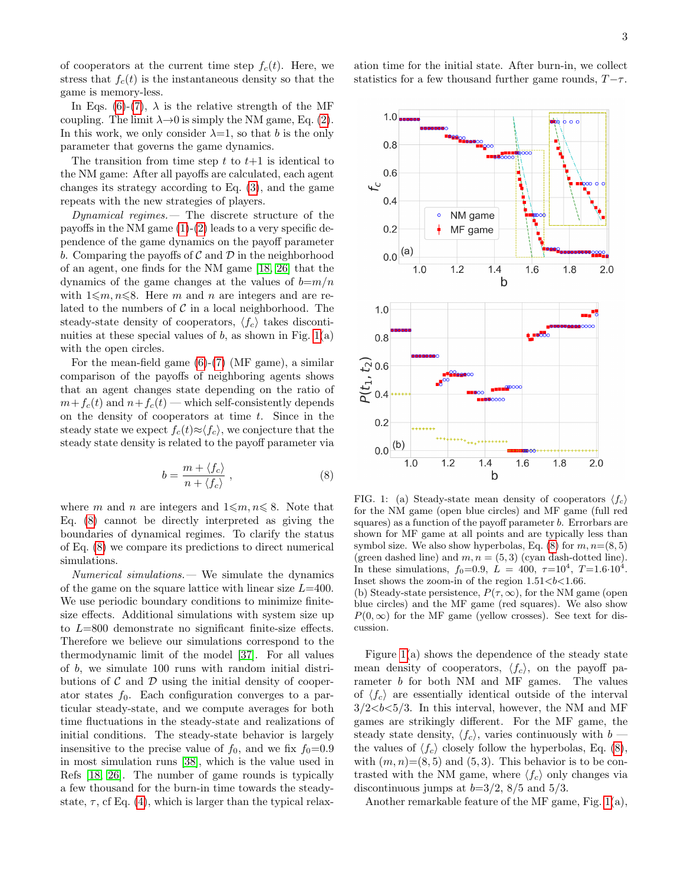of cooperators at the current time step $f_c(t)$. Here, we stress that $f_c(t)$ is the instantaneous density so that the game is memory-less.

In Eqs. (6)-(7), $\lambda$ is the relative strength of the MF coupling. The limit $\lambda\to 0$ is simply the NM game, Eq. (2). In this work, we only consider $\lambda=1$, so that $b$ is the only parameter that governs the game dynamics.

The transition from time step $t$ to $t+1$ is identical to the NM game: After all payoffs are calculated, each agent changes its strategy according to Eq. (3), and the game repeats with the new strategies of players.

*Dynamical regimes.*— The discrete structure of the payoffs in the NM game (1)-(2) leads to a very specific dependence of the game dynamics on the payoff parameter $b$. Comparing the payoffs of $\mathcal{C}$ and $\mathcal{D}$ in the neighborhood of an agent, one finds for the NM game [18, 26] that the dynamics of the game changes at the values of $b=m/n$ with $1\leqslant m, n\leqslant 8$. Here $m$ and $n$ are integers and are related to the numbers of $\mathcal{C}$ in a local neighborhood. The steady-state density of cooperators, $\langle f_c\rangle$ takes discontinuities at these special values of $b$, as shown in Fig. 1(a) with the open circles.

For the mean-field game (6)-(7) (MF game), a similar comparison of the payoffs of neighboring agents shows that an agent changes state depending on the ratio of $m+f_c(t)$ and $n+f_c(t)$ — which self-consistently depends on the density of cooperators at time $t$. Since in the steady state we expect $f_c(t)\approx\langle f_c\rangle$, we conjecture that the steady state density is related to the payoff parameter via

$$b = \frac{m+\langle f_c\rangle}{n+\langle f_c\rangle}\,, \tag{8}$$

where $m$ and $n$ are integers and $1\leqslant m, n\leqslant 8$. Note that Eq. (8) cannot be directly interpreted as giving the boundaries of dynamical regimes. To clarify the status of Eq. (8) we compare its predictions to direct numerical simulations.

*Numerical simulations.*— We simulate the dynamics of the game on the square lattice with linear size $L=400$. We use periodic boundary conditions to minimize finite-size effects. Additional simulations with system size up to $L=800$ demonstrate no significant finite-size effects. Therefore we believe our simulations correspond to the thermodynamic limit of the model [37]. For all values of $b$, we simulate 100 runs with random initial distributions of $\mathcal{C}$ and $\mathcal{D}$ using the initial density of cooperator states $f_0$. Each configuration converges to a particular steady-state, and we compute averages for both time fluctuations in the steady-state and realizations of initial conditions. The steady-state behavior is largely insensitive to the precise value of $f_0$, and we fix $f_0=0.9$ in most simulation runs [38], which is the value used in Refs [18, 26]. The number of game rounds is typically a few thousand for the burn-in time towards the steady-state, $\tau$, cf Eq. (4), which is larger than the typical relaxation time for the initial state. After burn-in, we collect statistics for a few thousand further game rounds, $T-\tau$.

FIG. 1: (a) Steady-state mean density of cooperators $\langle f_c\rangle$ for the NM game (open blue circles) and MF game (full red squares) as a function of the payoff parameter $b$. Errorbars are shown for MF game at all points and are typically less than symbol size. We also show hyperbolas, Eq. (8) for $m, n$=(8, 5) (green dashed line) and $m, n$ = (5, 3) (cyan dash-dotted line). In these simulations, $f_0$=0.9, $L$ = 400, $\tau$=$10^4$, $T$=$1.6{\cdot}10^4$. Inset shows the zoom-in of the region $1.51<b<1.66$.
(b) Steady-state persistence, $P(\tau,\infty)$, for the NM game (open blue circles) and the MF game (red squares). We also show $P(0,\infty)$ for the MF game (yellow crosses). See text for discussion.

Figure 1(a) shows the dependence of the steady state mean density of cooperators, $\langle f_c\rangle$, on the payoff parameter $b$ for both NM and MF games. The values of $\langle f_c\rangle$ are essentially identical outside of the interval $3/2<b<5/3$. In this interval, however, the NM and MF games are strikingly different. For the MF game, the steady state density, $\langle f_c\rangle$, varies continuously with $b$ — the values of $\langle f_c\rangle$ closely follow the hyperbolas, Eq. (8), with $(m, n)$=(8, 5) and (5, 3). This behavior is to be contrasted with the NM game, where $\langle f_c\rangle$ only changes via discontinuous jumps at $b$=3/2, 8/5 and 5/3.

Another remarkable feature of the MF game, Fig. 1(a),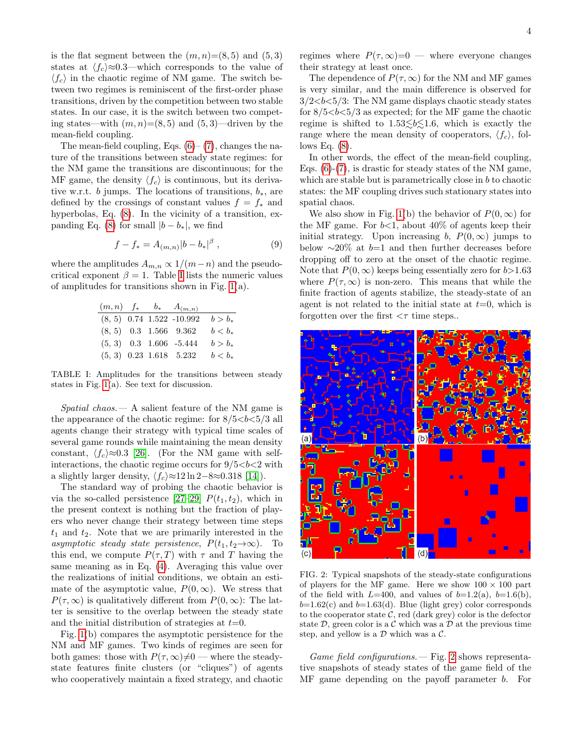is the flat segment between the $(m,n)$=(8,5) and (5,3) states at $\langle f_c \rangle \approx 0.3$—which corresponds to the value of $\langle f_c \rangle$ in the chaotic regime of NM game. The switch between two regimes is reminiscent of the first-order phase transitions, driven by the competition between two stable states. In our case, it is the switch between two competing states—with $(m,n)=(8,5)$ and $(5,3)$—driven by the mean-field coupling.

The mean-field coupling, Eqs. (6)– (7), changes the nature of the transitions between steady state regimes: for the NM game the transitions are discontinuous; for the MF game, the density $\langle f_c \rangle$ is continuous, but its derivative w.r.t. $b$ jumps. The locations of transitions, $b_*$, are defined by the crossings of constant values $f = f_*$ and hyperbolas, Eq. (8). In the vicinity of a transition, expanding Eq. (8) for small $|b - b_*|$, we find

$$f - f_* = A_{(m,n)} |b - b_*|^\beta \ , \qquad (9)$$

where the amplitudes $A_{m,n} \propto 1/(m-n)$ and the pseudo-critical exponent $\beta = 1$. Table I lists the numeric values of amplitudes for transitions shown in Fig. 1(a).

| $(m,n)$ | $f_*$ | $b_*$ | $A_{(m,n)}$ | |
|---|---|---|---|---|
| (8, 5) | 0.74 | 1.522 | -10.992 | $b > b_*$ |
| (8, 5) | 0.3 | 1.566 | 9.362 | $b < b_*$ |
| (5, 3) | 0.3 | 1.606 | -5.444 | $b > b_*$ |
| (5, 3) | 0.23 | 1.618 | 5.232 | $b < b_*$ |

TABLE I: Amplitudes for the transitions between steady states in Fig. 1(a). See text for discussion.

*Spatial chaos.*— A salient feature of the NM game is the appearance of the chaotic regime: for $8/5<b<5/3$ all agents change their strategy with typical time scales of several game rounds while maintaining the mean density constant, $\langle f_c \rangle \approx 0.3$ [26]. (For the NM game with self-interactions, the chaotic regime occurs for $9/5<b<2$ with a slightly larger density, $\langle f_c \rangle \approx 12 \ln 2 - 8 \approx 0.318$ [14]).

The standard way of probing the chaotic behavior is via the so-called persistence [27–29] $P(t_1, t_2)$, which in the present context is nothing but the fraction of players who never change their strategy between time steps $t_1$ and $t_2$. Note that we are primarily interested in the *asymptotic steady state persistence*, $P(t_1, t_2 \to \infty)$. To this end, we compute $P(\tau, T)$ with $\tau$ and $T$ having the same meaning as in Eq. (4). Averaging this value over the realizations of initial conditions, we obtain an estimate of the asymptotic value, $P(\infty, \infty)$. We stress that $P(\tau, \infty)$ is qualitatively different from $P(0, \infty)$: The latter is sensitive to the overlap between the steady state and the initial distribution of strategies at $t$=0.

Fig. 1(b) compares the asymptotic persistence for the NM and MF games. Two kinds of regimes are seen for both games: those with $P(\tau, \infty) \neq 0$ — where the steady-state features finite clusters (or "cliques") of agents who cooperatively maintain a fixed strategy, and chaotic regimes where $P(\tau, \infty)$=0 — where everyone changes their strategy at least once.

The dependence of $P(\tau, \infty)$ for the NM and MF games is very similar, and the main difference is observed for $3/2<b<5/3$: The NM game displays chaotic steady states for $8/5<b<5/3$ as expected; for the MF game the chaotic regime is shifted to $1.53 \lesssim b \lesssim 1.6$, which is exactly the range where the mean density of cooperators, $\langle f_c \rangle$, follows Eq. (8).

In other words, the effect of the mean-field coupling, Eqs. (6)-(7), is drastic for steady states of the NM game, which are stable but is parametrically close in $b$ to chaotic states: the MF coupling drives such stationary states into spatial chaos.

We also show in Fig. 1(b) the behavior of $P(0, \infty)$ for the MF game. For $b$<1, about 40% of agents keep their initial strategy. Upon increasing $b$, $P(0, \infty)$ jumps to below ∼20% at $b$=1 and then further decreases before dropping off to zero at the onset of the chaotic regime. Note that $P(0, \infty)$ keeps being essentially zero for $b$>1.63 where $P(\tau, \infty)$ is non-zero. This means that while the finite fraction of agents stabilize, the steady-state of an agent is not related to the initial state at $t$=0, which is forgotten over the first $<\tau$ time steps..

FIG. 2: Typical snapshots of the steady-state configurations of players for the MF game. Here we show 100 × 100 part of the field with $L$=400, and values of $b$=1.2(a), $b$=1.6(b), $b$=1.62(c) and $b$=1.63(d). Blue (light grey) color corresponds to the cooperator state $\mathcal{C}$, red (dark grey) color is the defector state $\mathcal{D}$, green color is a $\mathcal{C}$ which was a $\mathcal{D}$ at the previous time step, and yellow is a $\mathcal{D}$ which was a $\mathcal{C}$.

*Game field configurations.*— Fig. 2 shows representative snapshots of steady states of the game field of the MF game depending on the payoff parameter $b$. For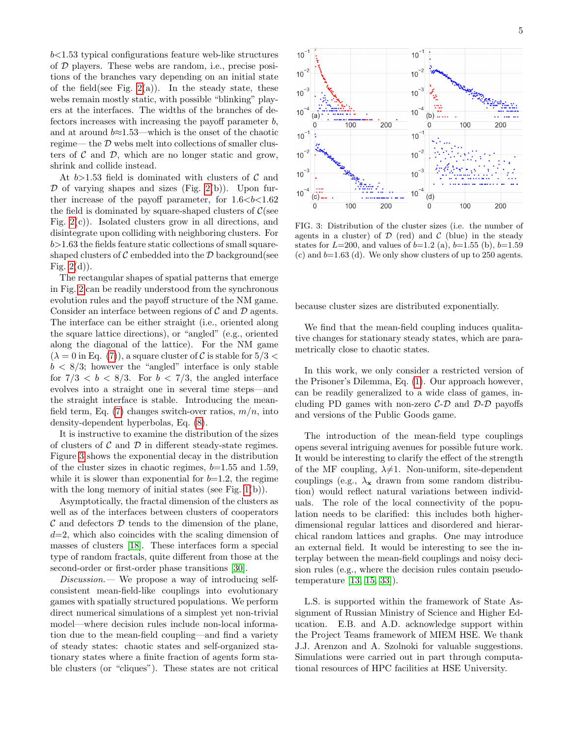$b$<1.53 typical configurations feature web-like structures of $\mathcal{D}$ players. These webs are random, i.e., precise positions of the branches vary depending on an initial state of the field(see Fig. 2(a)). In the steady state, these webs remain mostly static, with possible "blinking" players at the interfaces. The widths of the branches of defectors increases with increasing the payoff parameter $b$, and at around $b\approx 1.53$—which is the onset of the chaotic regime— the $\mathcal{D}$ webs melt into collections of smaller clusters of $\mathcal{C}$ and $\mathcal{D}$, which are no longer static and grow, shrink and collide instead.

At $b$>1.53 field is dominated with clusters of $\mathcal{C}$ and $\mathcal{D}$ of varying shapes and sizes (Fig. 2(b)). Upon further increase of the payoff parameter, for 1.6<$b$<1.62 the field is dominated by square-shaped clusters of $\mathcal{C}$(see Fig. 2(c)). Isolated clusters grow in all directions, and disintegrate upon colliding with neighboring clusters. For $b$>1.63 the fields feature static collections of small square-shaped clusters of $\mathcal{C}$ embedded into the $\mathcal{D}$ background(see Fig. 2(d)).

The rectangular shapes of spatial patterns that emerge in Fig. 2 can be readily understood from the synchronous evolution rules and the payoff structure of the NM game. Consider an interface between regions of $\mathcal{C}$ and $\mathcal{D}$ agents. The interface can be either straight (i.e., oriented along the square lattice directions), or "angled" (e.g., oriented along the diagonal of the lattice). For the NM game ($\lambda = 0$ in Eq. (7)), a square cluster of $\mathcal{C}$ is stable for $5/3 < b < 8/3$; however the "angled" interface is only stable for $7/3 < b < 8/3$. For $b < 7/3$, the angled interface evolves into a straight one in several time steps—and the straight interface is stable. Introducing the mean-field term, Eq. (7) changes switch-over ratios, $m/n$, into density-dependent hyperbolas, Eq. (8).

It is instructive to examine the distribution of the sizes of clusters of $\mathcal{C}$ and $\mathcal{D}$ in different steady-state regimes. Figure 3 shows the exponential decay in the distribution of the cluster sizes in chaotic regimes, $b$=1.55 and 1.59, while it is slower than exponential for $b$=1.2, the regime with the long memory of initial states (see Fig. 1(b)).

Asymptotically, the fractal dimension of the clusters as well as of the interfaces between clusters of cooperators $\mathcal{C}$ and defectors $\mathcal{D}$ tends to the dimension of the plane, $d$=2, which also coincides with the scaling dimension of masses of clusters [18]. These interfaces form a special type of random fractals, quite different from those at the second-order or first-order phase transitions [30].

*Discussion.*— We propose a way of introducing self-consistent mean-field-like couplings into evolutionary games with spatially structured populations. We perform direct numerical simulations of a simplest yet non-trivial model—where decision rules include non-local information due to the mean-field coupling—and find a variety of steady states: chaotic states and self-organized stationary states where a finite fraction of agents form stable clusters (or "cliques"). These states are not critical because cluster sizes are distributed exponentially.

FIG. 3: Distribution of the cluster sizes (i.e. the number of agents in a cluster) of $\mathcal{D}$ (red) and $\mathcal{C}$ (blue) in the steady states for $L$=200, and values of $b$=1.2 (a), $b$=1.55 (b), $b$=1.59 (c) and $b$=1.63 (d). We only show clusters of up to 250 agents.

We find that the mean-field coupling induces qualitative changes for stationary steady states, which are parametrically close to chaotic states.

In this work, we only consider a restricted version of the Prisoner's Dilemma, Eq. (1). Our approach however, can be readily generalized to a wide class of games, including PD games with non-zero $\mathcal{C}$-$\mathcal{D}$ and $\mathcal{D}$-$\mathcal{D}$ payoffs and versions of the Public Goods game.

The introduction of the mean-field type couplings opens several intriguing avenues for possible future work. It would be interesting to clarify the effect of the strength of the MF coupling, $\lambda\neq 1$. Non-uniform, site-dependent couplings (e.g., $\lambda_{\mathbf{x}}$ drawn from some random distribution) would reflect natural variations between individuals. The role of the local connectivity of the population needs to be clarified: this includes both higher-dimensional regular lattices and disordered and hierarchical random lattices and graphs. One may introduce an external field. It would be interesting to see the interplay between the mean-field couplings and noisy decision rules (e.g., where the decision rules contain pseudo-temperature [13, 15, 33]).

L.S. is supported within the framework of State Assignment of Russian Ministry of Science and Higher Education. E.B. and A.D. acknowledge support within the Project Teams framework of MIEM HSE. We thank J.J. Arenzon and A. Szolnoki for valuable suggestions. Simulations were carried out in part through computational resources of HPC facilities at HSE University.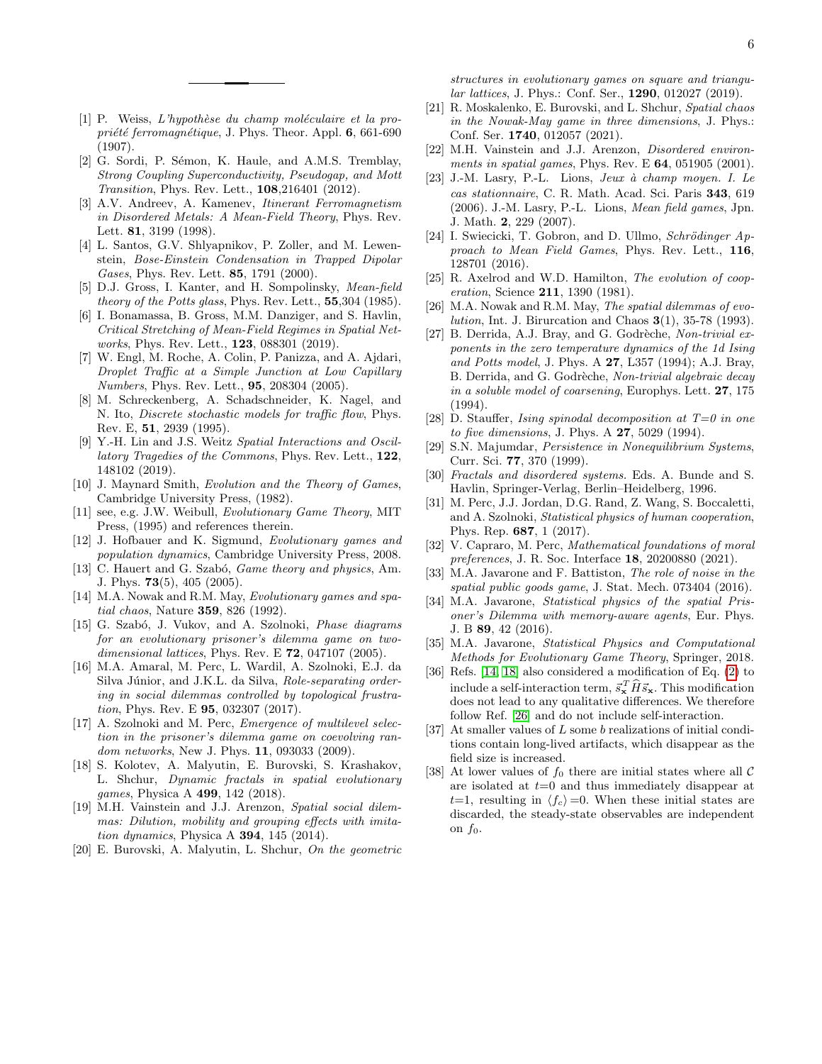---

[1] P. Weiss, *L'hypothèse du champ moléculaire et la propriété ferromagnétique*, J. Phys. Theor. Appl. **6**, 661-690 (1907).

[2] G. Sordi, P. Sémon, K. Haule, and A.M.S. Tremblay, *Strong Coupling Superconductivity, Pseudogap, and Mott Transition*, Phys. Rev. Lett., **108**,216401 (2012).

[3] A.V. Andreev, A. Kamenev, *Itinerant Ferromagnetism in Disordered Metals: A Mean-Field Theory*, Phys. Rev. Lett. **81**, 3199 (1998).

[4] L. Santos, G.V. Shlyapnikov, P. Zoller, and M. Lewenstein, *Bose-Einstein Condensation in Trapped Dipolar Gases*, Phys. Rev. Lett. **85**, 1791 (2000).

[5] D.J. Gross, I. Kanter, and H. Sompolinsky, *Mean-field theory of the Potts glass*, Phys. Rev. Lett., **55**,304 (1985).

[6] I. Bonamassa, B. Gross, M.M. Danziger, and S. Havlin, *Critical Stretching of Mean-Field Regimes in Spatial Networks*, Phys. Rev. Lett., **123**, 088301 (2019).

[7] W. Engl, M. Roche, A. Colin, P. Panizza, and A. Ajdari, *Droplet Traffic at a Simple Junction at Low Capillary Numbers*, Phys. Rev. Lett., **95**, 208304 (2005).

[8] M. Schreckenberg, A. Schadschneider, K. Nagel, and N. Ito, *Discrete stochastic models for traffic flow*, Phys. Rev. E, **51**, 2939 (1995).

[9] Y.-H. Lin and J.S. Weitz *Spatial Interactions and Oscillatory Tragedies of the Commons*, Phys. Rev. Lett., **122**, 148102 (2019).

[10] J. Maynard Smith, *Evolution and the Theory of Games*, Cambridge University Press, (1982).

[11] see, e.g. J.W. Weibull, *Evolutionary Game Theory*, MIT Press, (1995) and references therein.

[12] J. Hofbauer and K. Sigmund, *Evolutionary games and population dynamics*, Cambridge University Press, 2008.

[13] C. Hauert and G. Szabó, *Game theory and physics*, Am. J. Phys. **73**(5), 405 (2005).

[14] M.A. Nowak and R.M. May, *Evolutionary games and spatial chaos*, Nature **359**, 826 (1992).

[15] G. Szabó, J. Vukov, and A. Szolnoki, *Phase diagrams for an evolutionary prisoner's dilemma game on two-dimensional lattices*, Phys. Rev. E **72**, 047107 (2005).

[16] M.A. Amaral, M. Perc, L. Wardil, A. Szolnoki, E.J. da Silva Júnior, and J.K.L. da Silva, *Role-separating ordering in social dilemmas controlled by topological frustration*, Phys. Rev. E **95**, 032307 (2017).

[17] A. Szolnoki and M. Perc, *Emergence of multilevel selection in the prisoner's dilemma game on coevolving random networks*, New J. Phys. **11**, 093033 (2009).

[18] S. Kolotev, A. Malyutin, E. Burovski, S. Krashakov, L. Shchur, *Dynamic fractals in spatial evolutionary games*, Physica A **499**, 142 (2018).

[19] M.H. Vainstein and J.J. Arenzon, *Spatial social dilemmas: Dilution, mobility and grouping effects with imitation dynamics*, Physica A **394**, 145 (2014).

[20] E. Burovski, A. Malyutin, L. Shchur, *On the geometric structures in evolutionary games on square and triangular lattices*, J. Phys.: Conf. Ser., **1290**, 012027 (2019).

[21] R. Moskalenko, E. Burovski, and L. Shchur, *Spatial chaos in the Nowak-May game in three dimensions*, J. Phys.: Conf. Ser. **1740**, 012057 (2021).

[22] M.H. Vainstein and J.J. Arenzon, *Disordered environments in spatial games*, Phys. Rev. E **64**, 051905 (2001).

[23] J.-M. Lasry, P.-L. Lions, *Jeux à champ moyen. I. Le cas stationnaire*, C. R. Math. Acad. Sci. Paris **343**, 619 (2006). J.-M. Lasry, P.-L. Lions, *Mean field games*, Jpn. J. Math. **2**, 229 (2007).

[24] I. Swiecicki, T. Gobron, and D. Ullmo, *Schrödinger Approach to Mean Field Games*, Phys. Rev. Lett., **116**, 128701 (2016).

[25] R. Axelrod and W.D. Hamilton, *The evolution of cooperation*, Science **211**, 1390 (1981).

[26] M.A. Nowak and R.M. May, *The spatial dilemmas of evolution*, Int. J. Birurcation and Chaos **3**(1), 35-78 (1993).

[27] B. Derrida, A.J. Bray, and G. Godrèche, *Non-trivial exponents in the zero temperature dynamics of the 1d Ising and Potts model*, J. Phys. A **27**, L357 (1994); A.J. Bray, B. Derrida, and G. Godrèche, *Non-trivial algebraic decay in a soluble model of coarsening*, Europhys. Lett. **27**, 175 (1994).

[28] D. Stauffer, *Ising spinodal decomposition at T=0 in one to five dimensions*, J. Phys. A **27**, 5029 (1994).

[29] S.N. Majumdar, *Persistence in Nonequilibrium Systems*, Curr. Sci. **77**, 370 (1999).

[30] *Fractals and disordered systems.* Eds. A. Bunde and S. Havlin, Springer-Verlag, Berlin–Heidelberg, 1996.

[31] M. Perc, J.J. Jordan, D.G. Rand, Z. Wang, S. Boccaletti, and A. Szolnoki, *Statistical physics of human cooperation*, Phys. Rep. **687**, 1 (2017).

[32] V. Capraro, M. Perc, *Mathematical foundations of moral preferences*, J. R. Soc. Interface **18**, 20200880 (2021).

[33] M.A. Javarone and F. Battiston, *The role of noise in the spatial public goods game*, J. Stat. Mech. 073404 (2016).

[34] M.A. Javarone, *Statistical physics of the spatial Prisoner's Dilemma with memory-aware agents*, Eur. Phys. J. B **89**, 42 (2016).

[35] M.A. Javarone, *Statistical Physics and Computational Methods for Evolutionary Game Theory*, Springer, 2018.

[36] Refs. [14, 18] also considered a modification of Eq. (2) to include a self-interaction term, $\vec{s}_{\mathbf{x}}^{\,T} \widehat{H} \vec{s}_{\mathbf{x}}$. This modification does not lead to any qualitative differences. We therefore follow Ref. [26] and do not include self-interaction.

[37] At smaller values of $L$ some $b$ realizations of initial conditions contain long-lived artifacts, which disappear as the field size is increased.

[38] At lower values of $f_0$ there are initial states where all $\mathcal{C}$ are isolated at $t$=0 and thus immediately disappear at $t$=1, resulting in $\langle f_c \rangle$=0. When these initial states are discarded, the steady-state observables are independent on $f_0$.